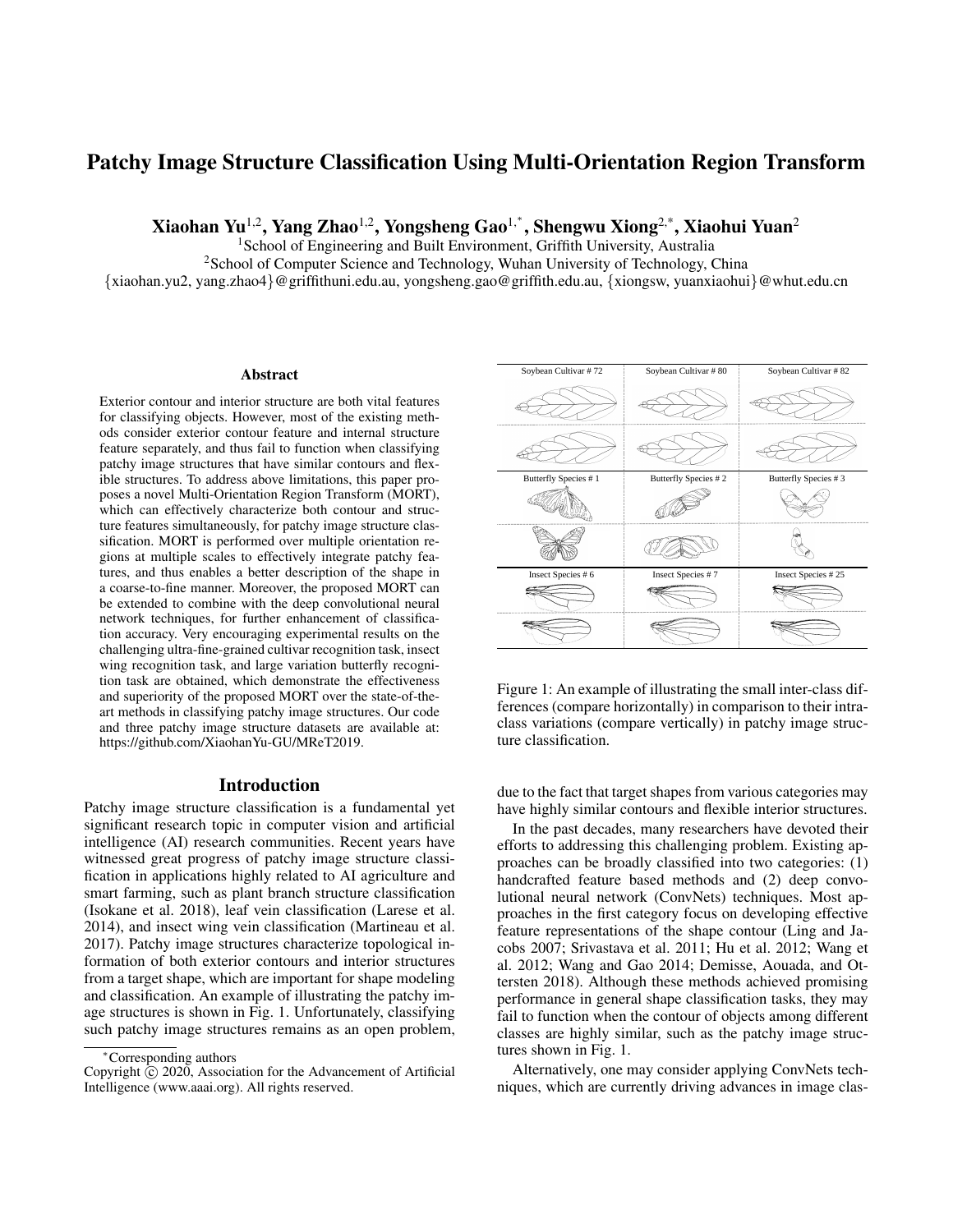# Patchy Image Structure Classification Using Multi-Orientation Region Transform

**Xiaohan Yu**[1,2], **Yang Zhao**[1,2], **Yongsheng Gao**[1,*], **Shengwu Xiong**[2,*], **Xiaohui Yuan**[2]

[1]School of Engineering and Built Environment, Griffith University, Australia
[2]School of Computer Science and Technology, Wuhan University of Technology, China
{xiaohan.yu2, yang.zhao4}@griffithuni.edu.au, yongsheng.gao@griffith.edu.au, {xiongsw, yuanxiaohui}@whut.edu.cn

## Abstract

Exterior contour and interior structure are both vital features for classifying objects. However, most of the existing methods consider exterior contour feature and internal structure feature separately, and thus fail to function when classifying patchy image structures that have similar contours and flexible structures. To address above limitations, this paper proposes a novel Multi-Orientation Region Transform (MORT), which can effectively characterize both contour and structure features simultaneously, for patchy image structure classification. MORT is performed over multiple orientation regions at multiple scales to effectively integrate patchy features, and thus enables a better description of the shape in a coarse-to-fine manner. Moreover, the proposed MORT can be extended to combine with the deep convolutional neural network techniques, for further enhancement of classification accuracy. Very encouraging experimental results on the challenging ultra-fine-grained cultivar recognition task, insect wing recognition task, and large variation butterfly recognition task are obtained, which demonstrate the effectiveness and superiority of the proposed MORT over the state-of-the-art methods in classifying patchy image structures. Our code and three patchy image structure datasets are available at: https://github.com/XiaohanYu-GU/MReT2019.

## Introduction

Patchy image structure classification is a fundamental yet significant research topic in computer vision and artificial intelligence (AI) research communities. Recent years have witnessed great progress of patchy image structure classification in applications highly related to AI agriculture and smart farming, such as plant branch structure classification (Isokane et al. 2018), leaf vein classification (Larese et al. 2014), and insect wing vein classification (Martineau et al. 2017). Patchy image structures characterize topological information of both exterior contours and interior structures from a target shape, which are important for shape modeling and classification. An example of illustrating the patchy image structures is shown in Fig. 1. Unfortunately, classifying such patchy image structures remains as an open problem, due to the fact that target shapes from various categories may have highly similar contours and flexible interior structures.

Figure 1: An example of illustrating the small inter-class differences (compare horizontally) in comparison to their intra-class variations (compare vertically) in patchy image structure classification.

In the past decades, many researchers have devoted their efforts to addressing this challenging problem. Existing approaches can be broadly classified into two categories: (1) handcrafted feature based methods and (2) deep convolutional neural network (ConvNets) techniques. Most approaches in the first category focus on developing effective feature representations of the shape contour (Ling and Jacobs 2007; Srivastava et al. 2011; Hu et al. 2012; Wang et al. 2012; Wang and Gao 2014; Demisse, Aouada, and Ottersten 2018). Although these methods achieved promising performance in general shape classification tasks, they may fail to function when the contour of objects among different classes are highly similar, such as the patchy image structures shown in Fig. 1.

Alternatively, one may consider applying ConvNets techniques, which are currently driving advances in image clas-

*Corresponding authors
Copyright © 2020, Association for the Advancement of Artificial Intelligence (www.aaai.org). All rights reserved.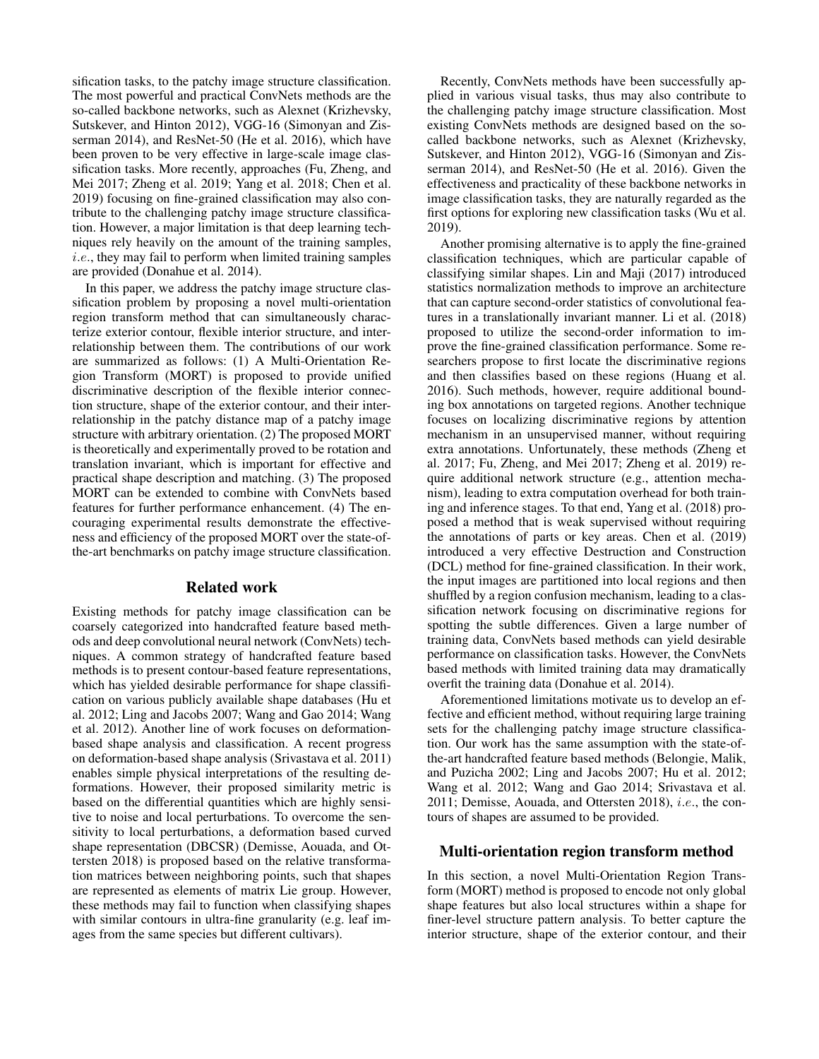sification tasks, to the patchy image structure classification. The most powerful and practical ConvNets methods are the so-called backbone networks, such as Alexnet (Krizhevsky, Sutskever, and Hinton 2012), VGG-16 (Simonyan and Zisserman 2014), and ResNet-50 (He et al. 2016), which have been proven to be very effective in large-scale image classification tasks. More recently, approaches (Fu, Zheng, and Mei 2017; Zheng et al. 2019; Yang et al. 2018; Chen et al. 2019) focusing on fine-grained classification may also contribute to the challenging patchy image structure classification. However, a major limitation is that deep learning techniques rely heavily on the amount of the training samples, *i.e.*, they may fail to perform when limited training samples are provided (Donahue et al. 2014).

In this paper, we address the patchy image structure classification problem by proposing a novel multi-orientation region transform method that can simultaneously characterize exterior contour, flexible interior structure, and interrelationship between them. The contributions of our work are summarized as follows: (1) A Multi-Orientation Region Transform (MORT) is proposed to provide unified discriminative description of the flexible interior connection structure, shape of the exterior contour, and their interrelationship in the patchy distance map of a patchy image structure with arbitrary orientation. (2) The proposed MORT is theoretically and experimentally proved to be rotation and translation invariant, which is important for effective and practical shape description and matching. (3) The proposed MORT can be extended to combine with ConvNets based features for further performance enhancement. (4) The encouraging experimental results demonstrate the effectiveness and efficiency of the proposed MORT over the state-of-the-art benchmarks on patchy image structure classification.

## Related work

Existing methods for patchy image classification can be coarsely categorized into handcrafted feature based methods and deep convolutional neural network (ConvNets) techniques. A common strategy of handcrafted feature based methods is to present contour-based feature representations, which has yielded desirable performance for shape classification on various publicly available shape databases (Hu et al. 2012; Ling and Jacobs 2007; Wang and Gao 2014; Wang et al. 2012). Another line of work focuses on deformation-based shape analysis and classification. A recent progress on deformation-based shape analysis (Srivastava et al. 2011) enables simple physical interpretations of the resulting deformations. However, their proposed similarity metric is based on the differential quantities which are highly sensitive to noise and local perturbations. To overcome the sensitivity to local perturbations, a deformation based curved shape representation (DBCSR) (Demisse, Aouada, and Ottersten 2018) is proposed based on the relative transformation matrices between neighboring points, such that shapes are represented as elements of matrix Lie group. However, these methods may fail to function when classifying shapes with similar contours in ultra-fine granularity (e.g. leaf images from the same species but different cultivars).

Recently, ConvNets methods have been successfully applied in various visual tasks, thus may also contribute to the challenging patchy image structure classification. Most existing ConvNets methods are designed based on the so-called backbone networks, such as Alexnet (Krizhevsky, Sutskever, and Hinton 2012), VGG-16 (Simonyan and Zisserman 2014), and ResNet-50 (He et al. 2016). Given the effectiveness and practicality of these backbone networks in image classification tasks, they are naturally regarded as the first options for exploring new classification tasks (Wu et al. 2019).

Another promising alternative is to apply the fine-grained classification techniques, which are particular capable of classifying similar shapes. Lin and Maji (2017) introduced statistics normalization methods to improve an architecture that can capture second-order statistics of convolutional features in a translationally invariant manner. Li et al. (2018) proposed to utilize the second-order information to improve the fine-grained classification performance. Some researchers propose to first locate the discriminative regions and then classifies based on these regions (Huang et al. 2016). Such methods, however, require additional bounding box annotations on targeted regions. Another technique focuses on localizing discriminative regions by attention mechanism in an unsupervised manner, without requiring extra annotations. Unfortunately, these methods (Zheng et al. 2017; Fu, Zheng, and Mei 2017; Zheng et al. 2019) require additional network structure (e.g., attention mechanism), leading to extra computation overhead for both training and inference stages. To that end, Yang et al. (2018) proposed a method that is weak supervised without requiring the annotations of parts or key areas. Chen et al. (2019) introduced a very effective Destruction and Construction (DCL) method for fine-grained classification. In their work, the input images are partitioned into local regions and then shuffled by a region confusion mechanism, leading to a classification network focusing on discriminative regions for spotting the subtle differences. Given a large number of training data, ConvNets based methods can yield desirable performance on classification tasks. However, the ConvNets based methods with limited training data may dramatically overfit the training data (Donahue et al. 2014).

Aforementioned limitations motivate us to develop an effective and efficient method, without requiring large training sets for the challenging patchy image structure classification. Our work has the same assumption with the state-of-the-art handcrafted feature based methods (Belongie, Malik, and Puzicha 2002; Ling and Jacobs 2007; Hu et al. 2012; Wang et al. 2012; Wang and Gao 2014; Srivastava et al. 2011; Demisse, Aouada, and Ottersten 2018), *i.e.*, the contours of shapes are assumed to be provided.

## Multi-orientation region transform method

In this section, a novel Multi-Orientation Region Transform (MORT) method is proposed to encode not only global shape features but also local structures within a shape for finer-level structure pattern analysis. To better capture the interior structure, shape of the exterior contour, and their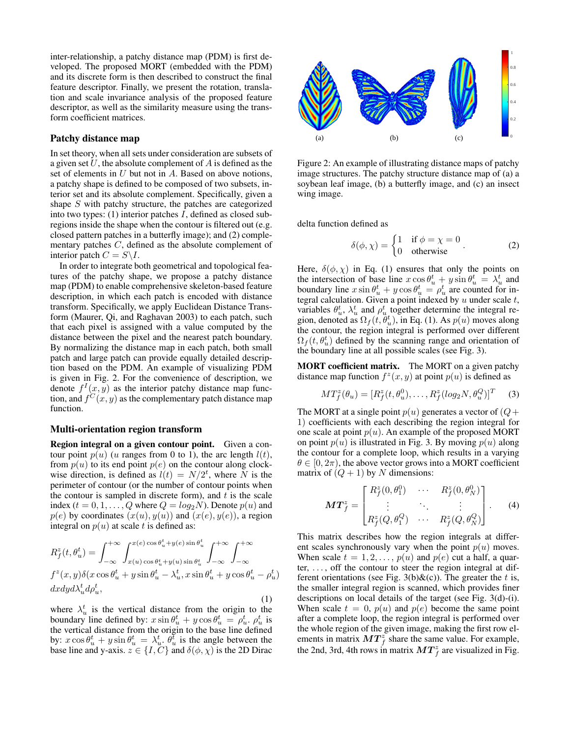inter-relationship, a patchy distance map (PDM) is first developed. The proposed MORT (embedded with the PDM) and its discrete form is then described to construct the final feature descriptor. Finally, we present the rotation, translation and scale invariance analysis of the proposed feature descriptor, as well as the similarity measure using the transform coefficient matrices.

## Patchy distance map

In set theory, when all sets under consideration are subsets of a given set $U$, the absolute complement of $A$ is defined as the set of elements in $U$ but not in $A$. Based on above notions, a patchy shape is defined to be composed of two subsets, interior set and its absolute complement. Specifically, given a shape $S$ with patchy structure, the patches are categorized into two types: (1) interior patches $I$, defined as closed subregions inside the shape when the contour is filtered out (e.g. closed pattern patches in a butterfly image); and (2) complementary patches $C$, defined as the absolute complement of interior patch $C = S\backslash I$.

In order to integrate both geometrical and topological features of the patchy shape, we propose a patchy distance map (PDM) to enable comprehensive skeleton-based feature description, in which each patch is encoded with distance transform. Specifically, we apply Euclidean Distance Transform (Maurer, Qi, and Raghavan 2003) to each patch, such that each pixel is assigned with a value computed by the distance between the pixel and the nearest patch boundary. By normalizing the distance map in each patch, both small patch and large patch can provide equally detailed description based on the PDM. An example of visualizing PDM is given in Fig. 2. For the convenience of description, we denote $f^I(x, y)$ as the interior patchy distance map function, and $f^C(x, y)$ as the complementary patch distance map function.

Figure 2: An example of illustrating distance maps of patchy image structures. The patchy structure distance map of (a) a soybean leaf image, (b) a butterfly image, and (c) an insect wing image.

## Multi-orientation region transform

**Region integral on a given contour point.** Given a contour point $p(u)$ ($u$ ranges from 0 to 1), the arc length $l(t)$, from $p(u)$ to its end point $p(e)$ on the contour along clockwise direction, is defined as $l(t) = N/2^t$, where $N$ is the perimeter of contour (or the number of contour points when the contour is sampled in discrete form), and $t$ is the scale index ($t = 0, 1, \ldots, Q$ where $Q = log_2 N$). Denote $p(u)$ and $p(e)$ by coordinates $(x(u), y(u))$ and $(x(e), y(e))$, a region integral on $p(u)$ at scale $t$ is defined as:

$$
\begin{aligned}
R_f^z(t, \theta_u^t) = &\int_{-\infty}^{+\infty} \int_{x(u)\cos\theta_u^t + y(u)\sin\theta_u^t}^{x(e)\cos\theta_u^t + y(e)\sin\theta_u^t} \int_{-\infty}^{+\infty} \int_{-\infty}^{+\infty} \\
&f^z(x, y)\delta(x\cos\theta_u^t + y\sin\theta_u^t - \lambda_u^t, x\sin\theta_u^t + y\cos\theta_u^t - \rho_u^t) \\
&dxdyd\lambda_u^t d\rho_u^t,
\end{aligned}
\tag{1}
$$

where $\lambda_u^t$ is the vertical distance from the origin to the boundary line defined by: $x\sin\theta_u^t + y\cos\theta_u^t = \rho_u^t$. $\rho_u^t$ is the vertical distance from the origin to the base line defined by: $x\cos\theta_u^t + y\sin\theta_u^t = \lambda_u^t$. $\theta_u^t$ is the angle between the base line and y-axis. $z \in \{I, C\}$ and $\delta(\phi, \chi)$ is the 2D Dirac delta function defined as

$$
\delta(\phi, \chi) = \begin{cases} 1 & \text{if } \phi = \chi = 0 \\ 0 & \text{otherwise} \end{cases}. \tag{2}
$$

Here, $\delta(\phi, \chi)$ in Eq. (1) ensures that only the points on the intersection of base line $x\cos\theta_u^t + y\sin\theta_u^t = \lambda_u^t$ and boundary line $x\sin\theta_u^t + y\cos\theta_u^t = \rho_u^t$ are counted for integral calculation. Given a point indexed by $u$ under scale $t$, variables $\theta_u^t$, $\lambda_u^t$ and $\rho_u^t$ together determine the integral region, denoted as $\Omega_f(t, \theta_u^t)$, in Eq. (1). As $p(u)$ moves along the contour, the region integral is performed over different $\Omega_f(t, \theta_u^t)$ defined by the scanning range and orientation of the boundary line at all possible scales (see Fig. 3).

**MORT coefficient matrix.** The MORT on a given patchy distance map function $f^z(x, y)$ at point $p(u)$ is defined as

$$
MT_f^z(\theta_u) = [R_f^z(t, \theta_u^0), \ldots, R_f^z(log_2 N, \theta_u^Q)]^T \tag{3}
$$

The MORT at a single point $p(u)$ generates a vector of $(Q+1)$ coefficients with each describing the region integral for one scale at point $p(u)$. An example of the proposed MORT on point $p(u)$ is illustrated in Fig. 3. By moving $p(u)$ along the contour for a complete loop, which results in a varying $\theta \in [0, 2\pi)$, the above vector grows into a MORT coefficient matrix of $(Q+1)$ by $N$ dimensions:

$$
\boldsymbol{MT}_f^z = \begin{bmatrix} R_f^z(0, \theta_1^0) & \cdots & R_f^z(0, \theta_N^0) \\ \vdots & \ddots & \vdots \\ R_f^z(Q, \theta_1^Q) & \cdots & R_f^z(Q, \theta_N^Q) \end{bmatrix}. \tag{4}
$$

This matrix describes how the region integrals at different scales synchronously vary when the point $p(u)$ moves. When scale $t = 1, 2, \ldots$, $p(u)$ and $p(e)$ cut a half, a quarter, ..., off the contour to steer the region integral at different orientations (see Fig. 3(b)&(c)). The greater the $t$ is, the smaller integral region is scanned, which provides finer descriptions on local details of the target (see Fig. 3(d)-(i)). When scale $t = 0$, $p(u)$ and $p(e)$ become the same point after a complete loop, the region integral is performed over the whole region of the given image, making the first row elements in matrix $\boldsymbol{MT}_f^z$ share the same value. For example, the 2nd, 3rd, 4th rows in matrix $\boldsymbol{MT}_f^z$ are visualized in Fig.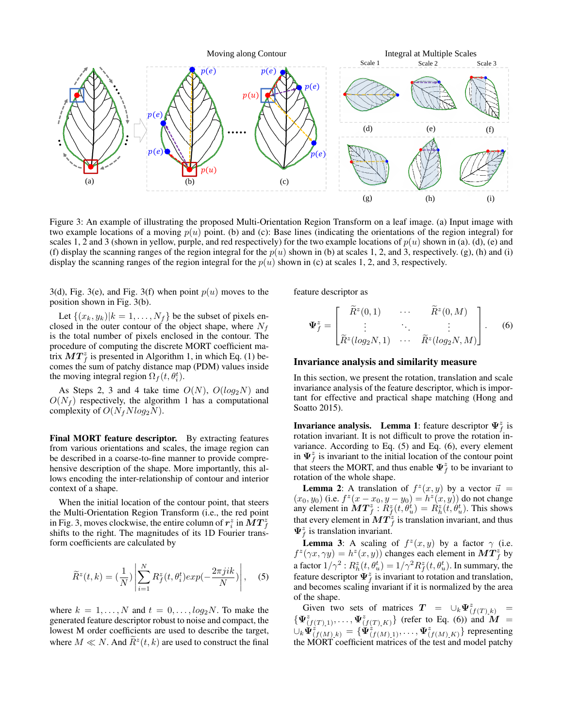Figure 3: An example of illustrating the proposed Multi-Orientation Region Transform on a leaf image. (a) Input image with two example locations of a moving $p(u)$ point. (b) and (c): Base lines (indicating the orientations of the region integral) for scales 1, 2 and 3 (shown in yellow, purple, and red respectively) for the two example locations of $p(u)$ shown in (a). (d), (e) and (f) display the scanning ranges of the region integral for the $p(u)$ shown in (b) at scales 1, 2, and 3, respectively. (g), (h) and (i) display the scanning ranges of the region integral for the $p(u)$ shown in (c) at scales 1, 2, and 3, respectively.

3(d), Fig. 3(e), and Fig. 3(f) when point $p(u)$ moves to the position shown in Fig. 3(b).

Let $\{(x_k, y_k)|k = 1, \ldots, N_f\}$ be the subset of pixels enclosed in the outer contour of the object shape, where $N_f$ is the total number of pixels enclosed in the contour. The procedure of computing the discrete MORT coefficient matrix $\boldsymbol{MT}_f^z$ is presented in Algorithm 1, in which Eq. (1) becomes the sum of patchy distance map (PDM) values inside the moving integral region $\Omega_f(t, \theta_i^t)$.

As Steps 2, 3 and 4 take time $O(N)$, $O(log_2 N)$ and $O(N_f)$ respectively, the algorithm 1 has a computational complexity of $O(N_f N log_2 N)$.

**Final MORT feature descriptor.** By extracting features from various orientations and scales, the image region can be described in a coarse-to-fine manner to provide comprehensive description of the shape. More importantly, this allows encoding the inter-relationship of contour and interior context of a shape.

When the initial location of the contour point, that steers the Multi-Orientation Region Transform (i.e., the red point in Fig. 3, moves clockwise, the entire column of $\boldsymbol{r}_i^z$ in $\boldsymbol{MT}_f^z$ shifts to the right. The magnitudes of its 1D Fourier transform coefficients are calculated by

$$\widetilde{R}^z(t, k) = (\frac{1}{N}) \left| \sum_{i=1}^{N} R_f^z(t, \theta_i^t) exp(-\frac{2\pi jik}{N}) \right|, \quad (5)$$

where $k = 1, \ldots, N$ and $t = 0, \ldots, log_2 N$. To make the generated feature descriptor robust to noise and compact, the lowest M order coefficients are used to describe the target, where $M \ll N$. And $\widetilde{R}^z(t, k)$ are used to construct the final feature descriptor as

$$\boldsymbol{\Psi}_f^z = \begin{bmatrix} \widetilde{R}^z(0, 1) & \cdots & \widetilde{R}^z(0, M) \\ \vdots & \ddots & \vdots \\ \widetilde{R}^z(log_2 N, 1) & \cdots & \widetilde{R}^z(log_2 N, M) \end{bmatrix}. \quad (6)$$

## Invariance analysis and similarity measure

In this section, we present the rotation, translation and scale invariance analysis of the feature descriptor, which is important for effective and practical shape matching (Hong and Soatto 2015).

**Invariance analysis. Lemma 1**: feature descriptor $\boldsymbol{\Psi}_f^z$ is rotation invariant. It is not difficult to prove the rotation invariance. According to Eq. (5) and Eq. (6), every element in $\boldsymbol{\Psi}_f^z$ is invariant to the initial location of the contour point that steers the MORT, and thus enable $\boldsymbol{\Psi}_f^z$ to be invariant to rotation of the whole shape.

**Lemma 2**: A translation of $f^z(x, y)$ by a vector $\vec{u} = (x_0, y_0)$ (i.e. $f^z(x - x_0, y - y_0) = h^z(x, y)$) do not change any element in $\boldsymbol{MT}_f^z$ : $R_f^z(t, \theta_u^t) = R_h^z(t, \theta_u^t)$. This shows that every element in $\boldsymbol{MT}_f^z$ is translation invariant, and thus $\boldsymbol{\Psi}_f^z$ is translation invariant.

**Lemma 3**: A scaling of $f^z(x, y)$ by a factor $\gamma$ (i.e. $f^z(\gamma x, \gamma y) = h^z(x, y)$) changes each element in $\boldsymbol{MT}_f^z$ by a factor $1/\gamma^2$ : $R_h^z(t, \theta_u^t) = 1/\gamma^2 R_f^z(t, \theta_u^t)$. In summary, the feature descriptor $\boldsymbol{\Psi}_f^z$ is invariant to rotation and translation, and becomes scaling invariant if it is normalized by the area of the shape.

Given two sets of matrices $\boldsymbol{T} = \cup_k \boldsymbol{\Psi}_{(f(T)\_k)}^z = \{\boldsymbol{\Psi}_{(f(T)\_1)}^z, \ldots, \boldsymbol{\Psi}_{(f(T)\_K)}^z\}$ (refer to Eq. (6)) and $\boldsymbol{M} = \cup_k \boldsymbol{\Psi}_{(f(M)\_k)}^z = \{\boldsymbol{\Psi}_{(f(M)\_1)}^z, \ldots, \boldsymbol{\Psi}_{(f(M)\_K)}^z\}$ representing the MORT coefficient matrices of the test and model patchy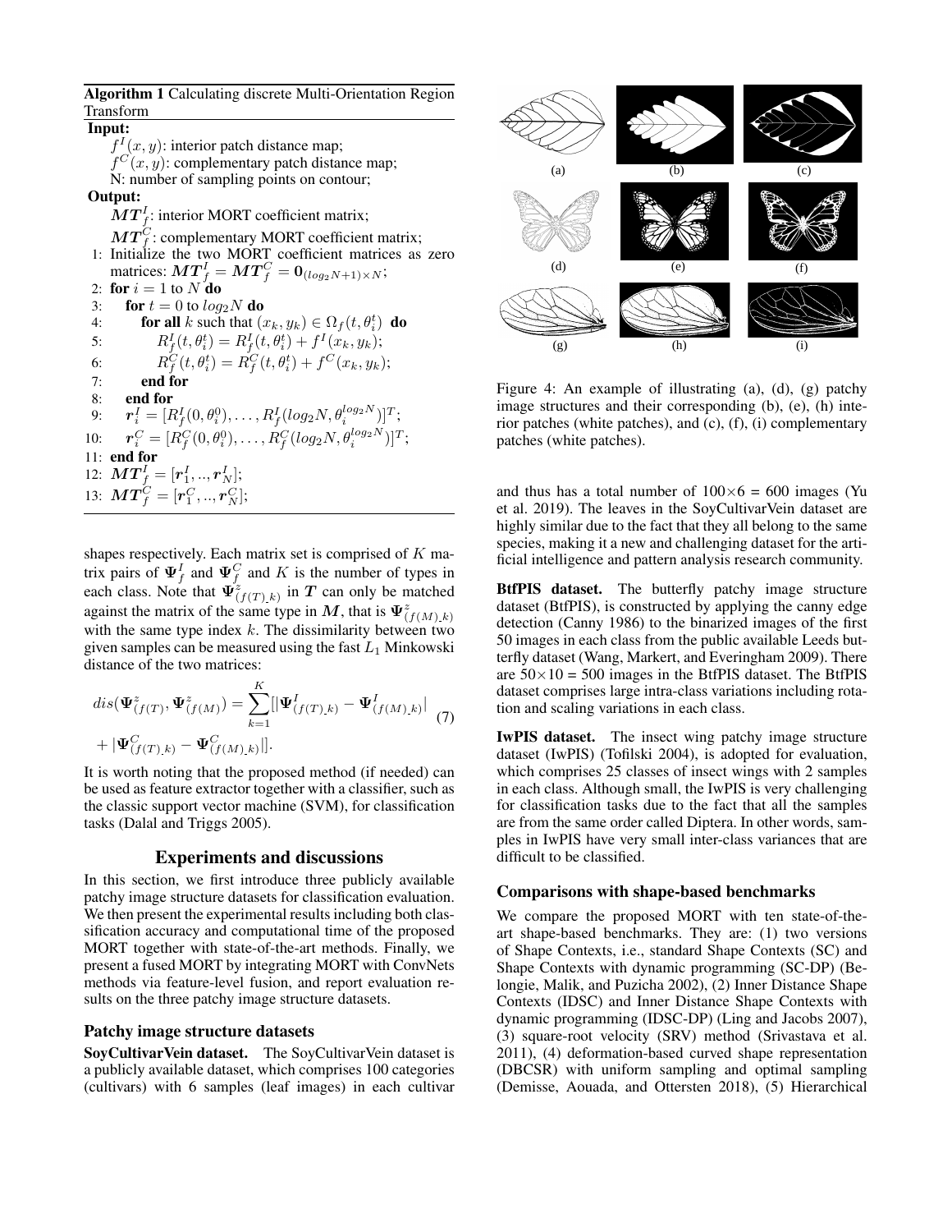**Algorithm 1** Calculating discrete Multi-Orientation Region Transform

**Input:**

$f^I(x, y)$: interior patch distance map;
$f^C(x, y)$: complementary patch distance map;
N: number of sampling points on contour;

**Output:**

$\boldsymbol{MT}_f^I$: interior MORT coefficient matrix;
$\boldsymbol{MT}_f^C$: complementary MORT coefficient matrix;

1: Initialize the two MORT coefficient matrices as zero matrices: $\boldsymbol{MT}_f^I = \boldsymbol{MT}_f^C = \mathbf{0}_{(log_2 N+1)\times N}$;
2: **for** $i = 1$ to $N$ **do**
3: &nbsp;&nbsp;&nbsp;&nbsp;**for** $t = 0$ to $log_2 N$ **do**
4: &nbsp;&nbsp;&nbsp;&nbsp;&nbsp;&nbsp;&nbsp;&nbsp;**for all** $k$ such that $(x_k, y_k) \in \Omega_f(t, \theta_i^t)$ **do**
5: &nbsp;&nbsp;&nbsp;&nbsp;&nbsp;&nbsp;&nbsp;&nbsp;&nbsp;&nbsp;&nbsp;&nbsp;$R_f^I(t, \theta_i^t) = R_f^I(t, \theta_i^t) + f^I(x_k, y_k)$;
6: &nbsp;&nbsp;&nbsp;&nbsp;&nbsp;&nbsp;&nbsp;&nbsp;&nbsp;&nbsp;&nbsp;&nbsp;$R_f^C(t, \theta_i^t) = R_f^C(t, \theta_i^t) + f^C(x_k, y_k)$;
7: &nbsp;&nbsp;&nbsp;&nbsp;&nbsp;&nbsp;&nbsp;&nbsp;**end for**
8: &nbsp;&nbsp;&nbsp;&nbsp;**end for**
9: &nbsp;&nbsp;&nbsp;&nbsp;$\boldsymbol{r}_i^I = [R_f^I(0, \theta_i^0), \ldots, R_f^I(log_2 N, \theta_i^{log_2 N})]^T$;
10: &nbsp;&nbsp;&nbsp;$\boldsymbol{r}_i^C = [R_f^C(0, \theta_i^0), \ldots, R_f^C(log_2 N, \theta_i^{log_2 N})]^T$;
11: **end for**
12: $\boldsymbol{MT}_f^I = [\boldsymbol{r}_1^I, .., \boldsymbol{r}_N^I]$;
13: $\boldsymbol{MT}_f^C = [\boldsymbol{r}_1^C, .., \boldsymbol{r}_N^C]$;

shapes respectively. Each matrix set is comprised of $K$ matrix pairs of $\boldsymbol{\Psi}_f^I$ and $\boldsymbol{\Psi}_f^C$ and $K$ is the number of types in each class. Note that $\boldsymbol{\Psi}_{(f(T)\_k)}^z$ in $\boldsymbol{T}$ can only be matched against the matrix of the same type in $\boldsymbol{M}$, that is $\boldsymbol{\Psi}_{(f(M)\_k)}^z$ with the same type index $k$. The dissimilarity between two given samples can be measured using the fast $L_1$ Minkowski distance of the two matrices:

$$dis(\boldsymbol{\Psi}_{(f(T)}^z, \boldsymbol{\Psi}_{(f(M)}^z) = \sum_{k=1}^{K}[|\boldsymbol{\Psi}_{(f(T)\_k)}^I - \boldsymbol{\Psi}_{(f(M)\_k)}^I| + |\boldsymbol{\Psi}_{(f(T)\_k)}^C - \boldsymbol{\Psi}_{(f(M)\_k)}^C|]. \quad (7)$$

It is worth noting that the proposed method (if needed) can be used as feature extractor together with a classifier, such as the classic support vector machine (SVM), for classification tasks (Dalal and Triggs 2005).

## Experiments and discussions

In this section, we first introduce three publicly available patchy image structure datasets for classification evaluation. We then present the experimental results including both classification accuracy and computational time of the proposed MORT together with state-of-the-art methods. Finally, we present a fused MORT by integrating MORT with ConvNets methods via feature-level fusion, and report evaluation results on the three patchy image structure datasets.

### Patchy image structure datasets

**SoyCultivarVein dataset.** The SoyCultivarVein dataset is a publicly available dataset, which comprises 100 categories (cultivars) with 6 samples (leaf images) in each cultivar and thus has a total number of $100\times6$ = 600 images (Yu et al. 2019). The leaves in the SoyCultivarVein dataset are highly similar due to the fact that they all belong to the same species, making it a new and challenging dataset for the artificial intelligence and pattern analysis research community.

Figure 4: An example of illustrating (a), (d), (g) patchy image structures and their corresponding (b), (e), (h) interior patches (white patches), and (c), (f), (i) complementary patches (white patches).

**BtfPIS dataset.** The butterfly patchy image structure dataset (BtfPIS), is constructed by applying the canny edge detection (Canny 1986) to the binarized images of the first 50 images in each class from the public available Leeds butterfly dataset (Wang, Markert, and Everingham 2009). There are $50\times10$ = 500 images in the BtfPIS dataset. The BtfPIS dataset comprises large intra-class variations including rotation and scaling variations in each class.

**IwPIS dataset.** The insect wing patchy image structure dataset (IwPIS) (Tofilski 2004), is adopted for evaluation, which comprises 25 classes of insect wings with 2 samples in each class. Although small, the IwPIS is very challenging for classification tasks due to the fact that all the samples are from the same order called Diptera. In other words, samples in IwPIS have very small inter-class variances that are difficult to be classified.

### Comparisons with shape-based benchmarks

We compare the proposed MORT with ten state-of-the-art shape-based benchmarks. They are: (1) two versions of Shape Contexts, i.e., standard Shape Contexts (SC) and Shape Contexts with dynamic programming (SC-DP) (Belongie, Malik, and Puzicha 2002), (2) Inner Distance Shape Contexts (IDSC) and Inner Distance Shape Contexts with dynamic programming (IDSC-DP) (Ling and Jacobs 2007), (3) square-root velocity (SRV) method (Srivastava et al. 2011), (4) deformation-based curved shape representation (DBCSR) with uniform sampling and optimal sampling (Demisse, Aouada, and Ottersten 2018), (5) Hierarchical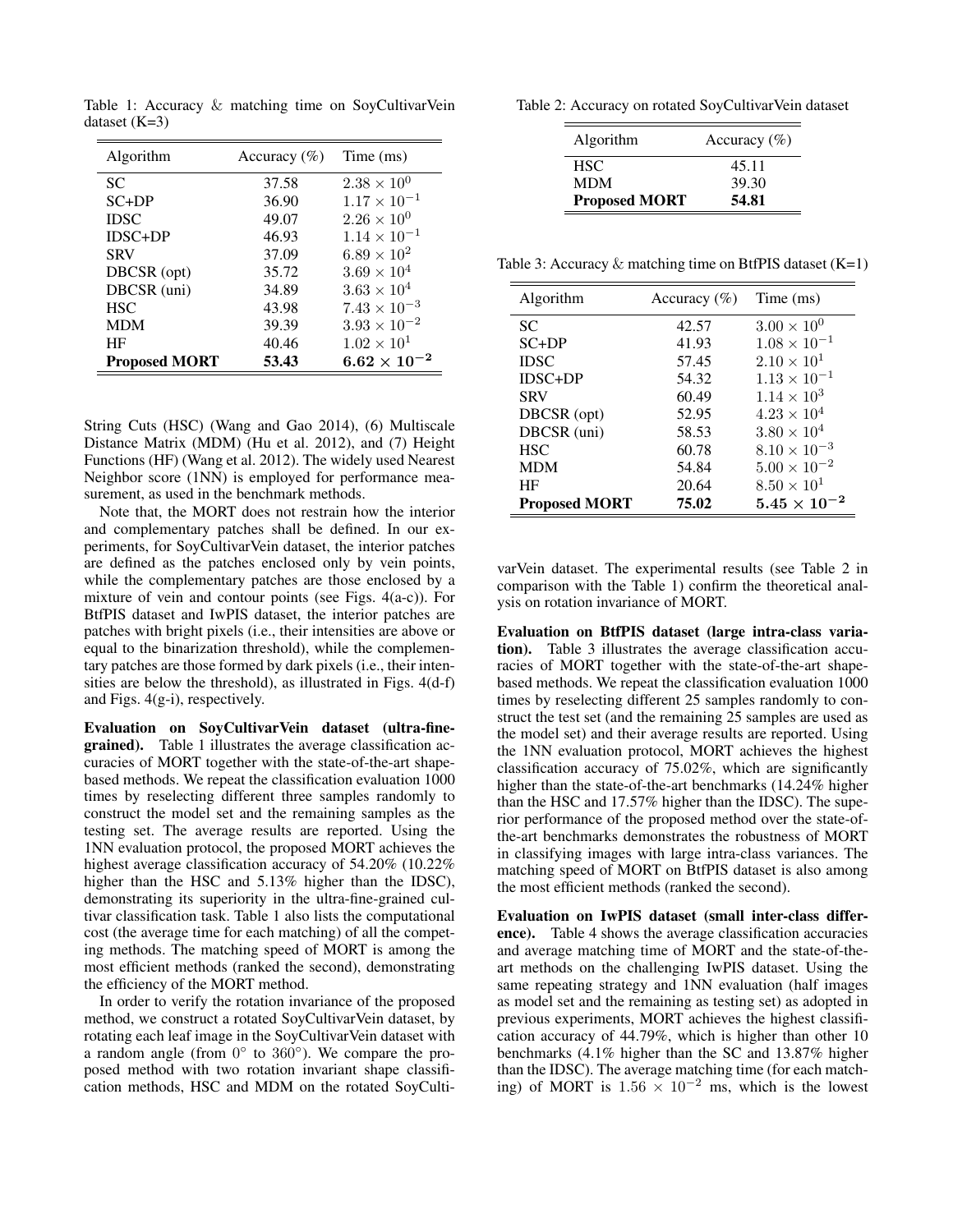Table 1: Accuracy & matching time on SoyCultivarVein dataset (K=3)

| Algorithm | Accuracy (%) | Time (ms) |
|---|---|---|
| SC | 37.58 | $2.38 \times 10^{0}$ |
| SC+DP | 36.90 | $1.17 \times 10^{-1}$ |
| IDSC | 49.07 | $2.26 \times 10^{0}$ |
| IDSC+DP | 46.93 | $1.14 \times 10^{-1}$ |
| SRV | 37.09 | $6.89 \times 10^{2}$ |
| DBCSR (opt) | 35.72 | $3.69 \times 10^{4}$ |
| DBCSR (uni) | 34.89 | $3.63 \times 10^{4}$ |
| HSC | 43.98 | $7.43 \times 10^{-3}$ |
| MDM | 39.39 | $3.93 \times 10^{-2}$ |
| HF | 40.46 | $1.02 \times 10^{1}$ |
| **Proposed MORT** | **53.43** | $\mathbf{6.62 \times 10^{-2}}$ |

String Cuts (HSC) (Wang and Gao 2014), (6) Multiscale Distance Matrix (MDM) (Hu et al. 2012), and (7) Height Functions (HF) (Wang et al. 2012). The widely used Nearest Neighbor score (1NN) is employed for performance measurement, as used in the benchmark methods.

Note that, the MORT does not restrain how the interior and complementary patches shall be defined. In our experiments, for SoyCultivarVein dataset, the interior patches are defined as the patches enclosed only by vein points, while the complementary patches are those enclosed by a mixture of vein and contour points (see Figs. 4(a-c)). For BtfPIS dataset and IwPIS dataset, the interior patches are patches with bright pixels (i.e., their intensities are above or equal to the binarization threshold), while the complementary patches are those formed by dark pixels (i.e., their intensities are below the threshold), as illustrated in Figs. 4(d-f) and Figs. 4(g-i), respectively.

**Evaluation on SoyCultivarVein dataset (ultra-fine-grained).** Table 1 illustrates the average classification accuracies of MORT together with the state-of-the-art shape-based methods. We repeat the classification evaluation 1000 times by reselecting different three samples randomly to construct the model set and the remaining samples as the testing set. The average results are reported. Using the 1NN evaluation protocol, the proposed MORT achieves the highest average classification accuracy of 54.20% (10.22% higher than the HSC and 5.13% higher than the IDSC), demonstrating its superiority in the ultra-fine-grained cultivar classification task. Table 1 also lists the computational cost (the average time for each matching) of all the competing methods. The matching speed of MORT is among the most efficient methods (ranked the second), demonstrating the efficiency of the MORT method.

In order to verify the rotation invariance of the proposed method, we construct a rotated SoyCultivarVein dataset, by rotating each leaf image in the SoyCultivarVein dataset with a random angle (from $0^{\circ}$ to $360^{\circ}$). We compare the proposed method with two rotation invariant shape classification methods, HSC and MDM on the rotated SoyCultivarVein dataset. The experimental results (see Table 2 in comparison with the Table 1) confirm the theoretical analysis on rotation invariance of MORT.

Table 2: Accuracy on rotated SoyCultivarVein dataset

| Algorithm | Accuracy (%) |
|---|---|
| HSC | 45.11 |
| MDM | 39.30 |
| **Proposed MORT** | **54.81** |

Table 3: Accuracy & matching time on BtfPIS dataset (K=1)

| Algorithm | Accuracy (%) | Time (ms) |
|---|---|---|
| SC | 42.57 | $3.00 \times 10^{0}$ |
| SC+DP | 41.93 | $1.08 \times 10^{-1}$ |
| IDSC | 57.45 | $2.10 \times 10^{1}$ |
| IDSC+DP | 54.32 | $1.13 \times 10^{-1}$ |
| SRV | 60.49 | $1.14 \times 10^{3}$ |
| DBCSR (opt) | 52.95 | $4.23 \times 10^{4}$ |
| DBCSR (uni) | 58.53 | $3.80 \times 10^{4}$ |
| HSC | 60.78 | $8.10 \times 10^{-3}$ |
| MDM | 54.84 | $5.00 \times 10^{-2}$ |
| HF | 20.64 | $8.50 \times 10^{1}$ |
| **Proposed MORT** | **75.02** | $\mathbf{5.45 \times 10^{-2}}$ |

**Evaluation on BtfPIS dataset (large intra-class variation).** Table 3 illustrates the average classification accuracies of MORT together with the state-of-the-art shape-based methods. We repeat the classification evaluation 1000 times by reselecting different 25 samples randomly to construct the test set (and the remaining 25 samples are used as the model set) and their average results are reported. Using the 1NN evaluation protocol, MORT achieves the highest classification accuracy of 75.02%, which are significantly higher than the state-of-the-art benchmarks (14.24% higher than the HSC and 17.57% higher than the IDSC). The superior performance of the proposed method over the state-of-the-art benchmarks demonstrates the robustness of MORT in classifying images with large intra-class variances. The matching speed of MORT on BtfPIS dataset is also among the most efficient methods (ranked the second).

**Evaluation on IwPIS dataset (small inter-class difference).** Table 4 shows the average classification accuracies and average matching time of MORT and the state-of-the-art methods on the challenging IwPIS dataset. Using the same repeating strategy and 1NN evaluation (half images as model set and the remaining as testing set) as adopted in previous experiments, MORT achieves the highest classification accuracy of 44.79%, which is higher than other 10 benchmarks (4.1% higher than the SC and 13.87% higher than the IDSC). The average matching time (for each matching) of MORT is $1.56 \times 10^{-2}$ ms, which is the lowest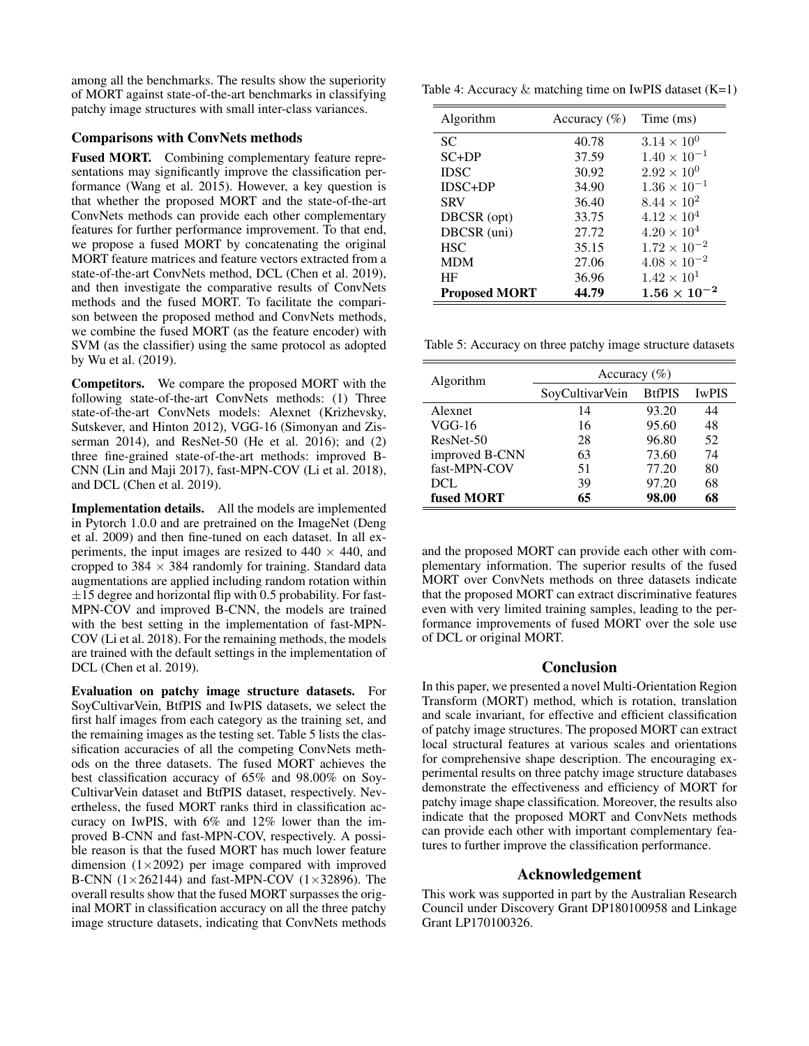among all the benchmarks. The results show the superiority of MORT against state-of-the-art benchmarks in classifying patchy image structures with small inter-class variances.

### Comparisons with ConvNets methods

**Fused MORT.** Combining complementary feature representations may significantly improve the classification performance (Wang et al. 2015). However, a key question is that whether the proposed MORT and the state-of-the-art ConvNets methods can provide each other complementary features for further performance improvement. To that end, we propose a fused MORT by concatenating the original MORT feature matrices and feature vectors extracted from a state-of-the-art ConvNets method, DCL (Chen et al. 2019), and then investigate the comparative results of ConvNets methods and the fused MORT. To facilitate the comparison between the proposed method and ConvNets methods, we combine the fused MORT (as the feature encoder) with SVM (as the classifier) using the same protocol as adopted by Wu et al. (2019).

**Competitors.** We compare the proposed MORT with the following state-of-the-art ConvNets methods: (1) Three state-of-the-art ConvNets models: Alexnet (Krizhevsky, Sutskever, and Hinton 2012), VGG-16 (Simonyan and Zisserman 2014), and ResNet-50 (He et al. 2016); and (2) three fine-grained state-of-the-art methods: improved B-CNN (Lin and Maji 2017), fast-MPN-COV (Li et al. 2018), and DCL (Chen et al. 2019).

**Implementation details.** All the models are implemented in Pytorch 1.0.0 and are pretrained on the ImageNet (Deng et al. 2009) and then fine-tuned on each dataset. In all experiments, the input images are resized to $440 \times 440$, and cropped to $384 \times 384$ randomly for training. Standard data augmentations are applied including random rotation within $\pm 15$ degree and horizontal flip with 0.5 probability. For fast-MPN-COV and improved B-CNN, the models are trained with the best setting in the implementation of fast-MPN-COV (Li et al. 2018). For the remaining methods, the models are trained with the default settings in the implementation of DCL (Chen et al. 2019).

**Evaluation on patchy image structure datasets.** For SoyCultivarVein, BtfPIS and IwPIS datasets, we select the first half images from each category as the training set, and the remaining images as the testing set. Table 5 lists the classification accuracies of all the competing ConvNets methods on the three datasets. The fused MORT achieves the best classification accuracy of 65% and 98.00% on SoyCultivarVein dataset and BtfPIS dataset, respectively. Nevertheless, the fused MORT ranks third in classification accuracy on IwPIS, with 6% and 12% lower than the improved B-CNN and fast-MPN-COV, respectively. A possible reason is that the fused MORT has much lower feature dimension ($1 \times 2092$) per image compared with improved B-CNN ($1 \times 262144$) and fast-MPN-COV ($1 \times 32896$). The overall results show that the fused MORT surpasses the original MORT in classification accuracy on all the three patchy image structure datasets, indicating that ConvNets methods and the proposed MORT can provide each other with complementary information. The superior results of the fused MORT over ConvNets methods on three datasets indicate that the proposed MORT can extract discriminative features even with very limited training samples, leading to the performance improvements of fused MORT over the sole use of DCL or original MORT.

Table 4: Accuracy & matching time on IwPIS dataset (K=1)

| Algorithm | Accuracy (%) | Time (ms) |
|---|---|---|
| SC | 40.78 | $3.14 \times 10^{0}$ |
| SC+DP | 37.59 | $1.40 \times 10^{-1}$ |
| IDSC | 30.92 | $2.92 \times 10^{0}$ |
| IDSC+DP | 34.90 | $1.36 \times 10^{-1}$ |
| SRV | 36.40 | $8.44 \times 10^{2}$ |
| DBCSR (opt) | 33.75 | $4.12 \times 10^{4}$ |
| DBCSR (uni) | 27.72 | $4.20 \times 10^{4}$ |
| HSC | 35.15 | $1.72 \times 10^{-2}$ |
| MDM | 27.06 | $4.08 \times 10^{-2}$ |
| HF | 36.96 | $1.42 \times 10^{1}$ |
| **Proposed MORT** | **44.79** | $\mathbf{1.56 \times 10^{-2}}$ |

Table 5: Accuracy on three patchy image structure datasets

| Algorithm | Accuracy (%) | | |
|---|---|---|---|
| | SoyCultivarVein | BtfPIS | IwPIS |
| Alexnet | 14 | 93.20 | 44 |
| VGG-16 | 16 | 95.60 | 48 |
| ResNet-50 | 28 | 96.80 | 52 |
| improved B-CNN | 63 | 73.60 | 74 |
| fast-MPN-COV | 51 | 77.20 | 80 |
| DCL | 39 | 97.20 | 68 |
| **fused MORT** | **65** | **98.00** | **68** |

## Conclusion

In this paper, we presented a novel Multi-Orientation Region Transform (MORT) method, which is rotation, translation and scale invariant, for effective and efficient classification of patchy image structures. The proposed MORT can extract local structural features at various scales and orientations for comprehensive shape description. The encouraging experimental results on three patchy image structure databases demonstrate the effectiveness and efficiency of MORT for patchy image shape classification. Moreover, the results also indicate that the proposed MORT and ConvNets methods can provide each other with important complementary features to further improve the classification performance.

## Acknowledgement

This work was supported in part by the Australian Research Council under Discovery Grant DP180100958 and Linkage Grant LP170100326.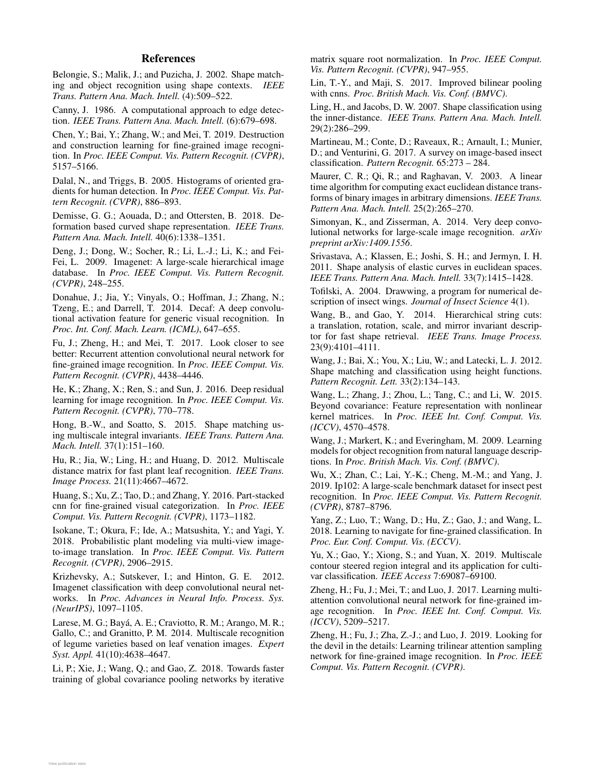## References

Belongie, S.; Malik, J.; and Puzicha, J. 2002. Shape matching and object recognition using shape contexts. *IEEE Trans. Pattern Ana. Mach. Intell.* (4):509–522.

Canny, J. 1986. A computational approach to edge detection. *IEEE Trans. Pattern Ana. Mach. Intell.* (6):679–698.

Chen, Y.; Bai, Y.; Zhang, W.; and Mei, T. 2019. Destruction and construction learning for fine-grained image recognition. In *Proc. IEEE Comput. Vis. Pattern Recognit. (CVPR)*, 5157–5166.

Dalal, N., and Triggs, B. 2005. Histograms of oriented gradients for human detection. In *Proc. IEEE Comput. Vis. Pattern Recognit. (CVPR)*, 886–893.

Demisse, G. G.; Aouada, D.; and Ottersten, B. 2018. Deformation based curved shape representation. *IEEE Trans. Pattern Ana. Mach. Intell.* 40(6):1338–1351.

Deng, J.; Dong, W.; Socher, R.; Li, L.-J.; Li, K.; and Fei-Fei, L. 2009. Imagenet: A large-scale hierarchical image database. In *Proc. IEEE Comput. Vis. Pattern Recognit. (CVPR)*, 248–255.

Donahue, J.; Jia, Y.; Vinyals, O.; Hoffman, J.; Zhang, N.; Tzeng, E.; and Darrell, T. 2014. Decaf: A deep convolutional activation feature for generic visual recognition. In *Proc. Int. Conf. Mach. Learn. (ICML)*, 647–655.

Fu, J.; Zheng, H.; and Mei, T. 2017. Look closer to see better: Recurrent attention convolutional neural network for fine-grained image recognition. In *Proc. IEEE Comput. Vis. Pattern Recognit. (CVPR)*, 4438–4446.

He, K.; Zhang, X.; Ren, S.; and Sun, J. 2016. Deep residual learning for image recognition. In *Proc. IEEE Comput. Vis. Pattern Recognit. (CVPR)*, 770–778.

Hong, B.-W., and Soatto, S. 2015. Shape matching using multiscale integral invariants. *IEEE Trans. Pattern Ana. Mach. Intell.* 37(1):151–160.

Hu, R.; Jia, W.; Ling, H.; and Huang, D. 2012. Multiscale distance matrix for fast plant leaf recognition. *IEEE Trans. Image Process.* 21(11):4667–4672.

Huang, S.; Xu, Z.; Tao, D.; and Zhang, Y. 2016. Part-stacked cnn for fine-grained visual categorization. In *Proc. IEEE Comput. Vis. Pattern Recognit. (CVPR)*, 1173–1182.

Isokane, T.; Okura, F.; Ide, A.; Matsushita, Y.; and Yagi, Y. 2018. Probabilistic plant modeling via multi-view image-to-image translation. In *Proc. IEEE Comput. Vis. Pattern Recognit. (CVPR)*, 2906–2915.

Krizhevsky, A.; Sutskever, I.; and Hinton, G. E. 2012. Imagenet classification with deep convolutional neural networks. In *Proc. Advances in Neural Info. Process. Sys. (NeurIPS)*, 1097–1105.

Larese, M. G.; Bayá, A. E.; Craviotto, R. M.; Arango, M. R.; Gallo, C.; and Granitto, P. M. 2014. Multiscale recognition of legume varieties based on leaf venation images. *Expert Syst. Appl.* 41(10):4638–4647.

Li, P.; Xie, J.; Wang, Q.; and Gao, Z. 2018. Towards faster training of global covariance pooling networks by iterative matrix square root normalization. In *Proc. IEEE Comput. Vis. Pattern Recognit. (CVPR)*, 947–955.

Lin, T.-Y., and Maji, S. 2017. Improved bilinear pooling with cnns. *Proc. British Mach. Vis. Conf. (BMVC)*.

Ling, H., and Jacobs, D. W. 2007. Shape classification using the inner-distance. *IEEE Trans. Pattern Ana. Mach. Intell.* 29(2):286–299.

Martineau, M.; Conte, D.; Raveaux, R.; Arnault, I.; Munier, D.; and Venturini, G. 2017. A survey on image-based insect classification. *Pattern Recognit.* 65:273 – 284.

Maurer, C. R.; Qi, R.; and Raghavan, V. 2003. A linear time algorithm for computing exact euclidean distance transforms of binary images in arbitrary dimensions. *IEEE Trans. Pattern Ana. Mach. Intell.* 25(2):265–270.

Simonyan, K., and Zisserman, A. 2014. Very deep convolutional networks for large-scale image recognition. *arXiv preprint arXiv:1409.1556*.

Srivastava, A.; Klassen, E.; Joshi, S. H.; and Jermyn, I. H. 2011. Shape analysis of elastic curves in euclidean spaces. *IEEE Trans. Pattern Ana. Mach. Intell.* 33(7):1415–1428.

Tofilski, A. 2004. Drawwing, a program for numerical description of insect wings. *Journal of Insect Science* 4(1).

Wang, B., and Gao, Y. 2014. Hierarchical string cuts: a translation, rotation, scale, and mirror invariant descriptor for fast shape retrieval. *IEEE Trans. Image Process.* 23(9):4101–4111.

Wang, J.; Bai, X.; You, X.; Liu, W.; and Latecki, L. J. 2012. Shape matching and classification using height functions. *Pattern Recognit. Lett.* 33(2):134–143.

Wang, L.; Zhang, J.; Zhou, L.; Tang, C.; and Li, W. 2015. Beyond covariance: Feature representation with nonlinear kernel matrices. In *Proc. IEEE Int. Conf. Comput. Vis. (ICCV)*, 4570–4578.

Wang, J.; Markert, K.; and Everingham, M. 2009. Learning models for object recognition from natural language descriptions. In *Proc. British Mach. Vis. Conf. (BMVC)*.

Wu, X.; Zhan, C.; Lai, Y.-K.; Cheng, M.-M.; and Yang, J. 2019. Ip102: A large-scale benchmark dataset for insect pest recognition. In *Proc. IEEE Comput. Vis. Pattern Recognit. (CVPR)*, 8787–8796.

Yang, Z.; Luo, T.; Wang, D.; Hu, Z.; Gao, J.; and Wang, L. 2018. Learning to navigate for fine-grained classification. In *Proc. Eur. Conf. Comput. Vis. (ECCV)*.

Yu, X.; Gao, Y.; Xiong, S.; and Yuan, X. 2019. Multiscale contour steered region integral and its application for cultivar classification. *IEEE Access* 7:69087–69100.

Zheng, H.; Fu, J.; Mei, T.; and Luo, J. 2017. Learning multi-attention convolutional neural network for fine-grained image recognition. In *Proc. IEEE Int. Conf. Comput. Vis. (ICCV)*, 5209–5217.

Zheng, H.; Fu, J.; Zha, Z.-J.; and Luo, J. 2019. Looking for the devil in the details: Learning trilinear attention sampling network for fine-grained image recognition. In *Proc. IEEE Comput. Vis. Pattern Recognit. (CVPR)*.